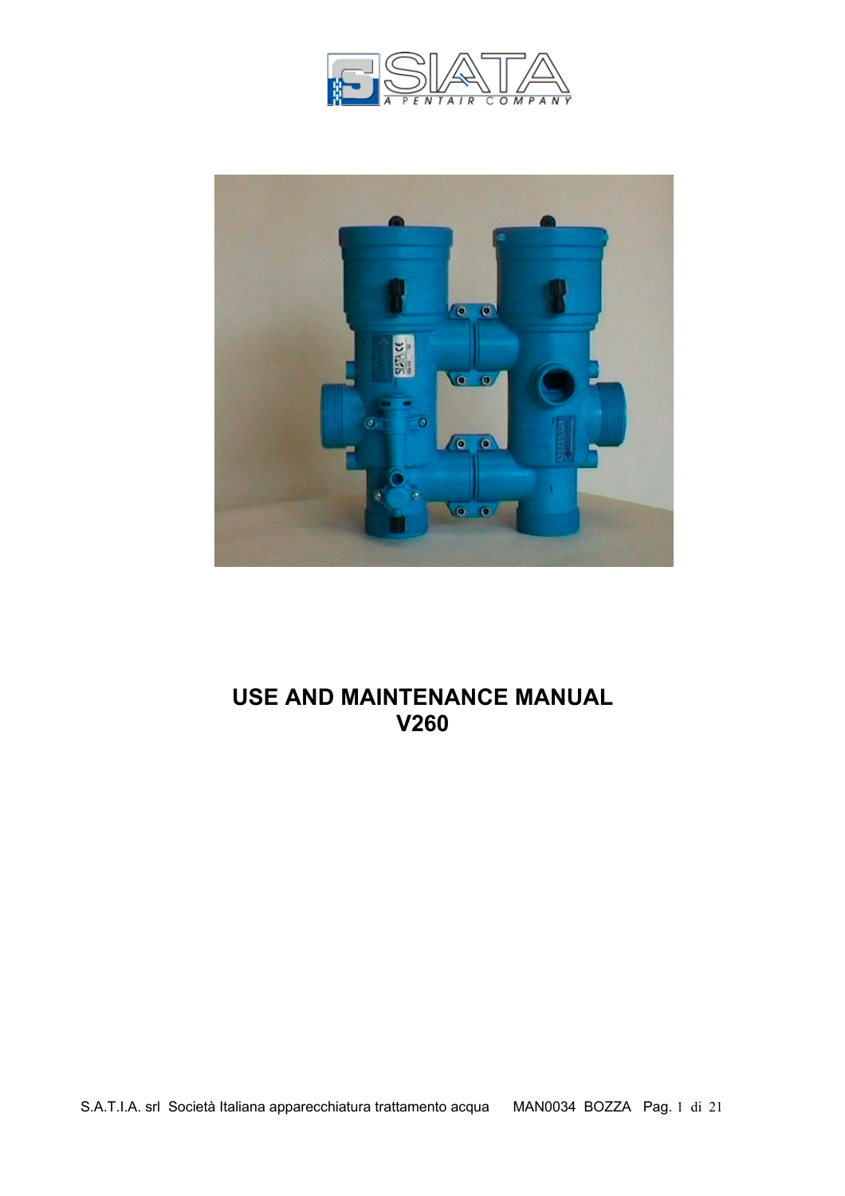SIATA
A PENTAIR COMPANY

# USE AND MAINTENANCE MANUAL
# V260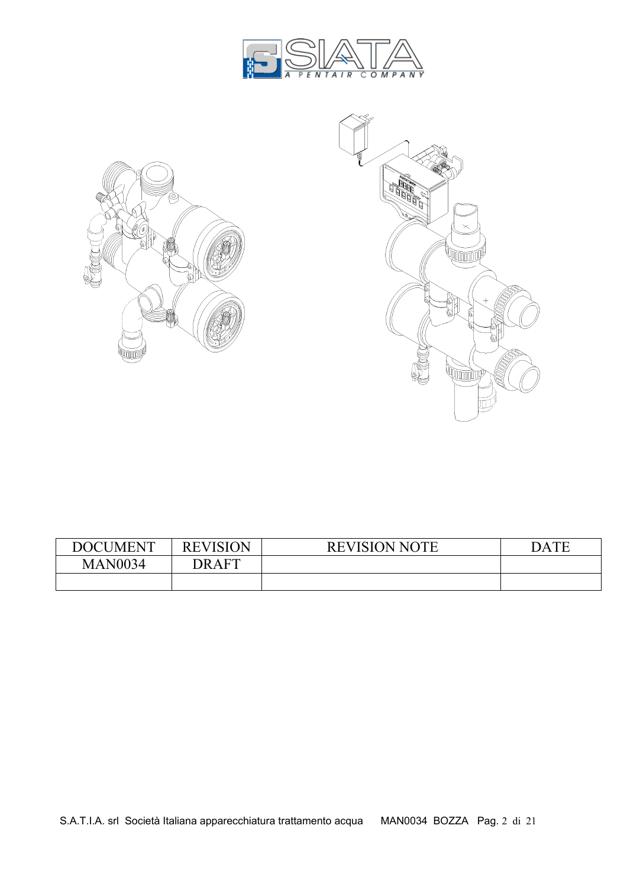| DOCUMENT | REVISION | REVISION NOTE | DATE |
| --- | --- | --- | --- |
| MAN0034 | DRAFT | | |
| | | | |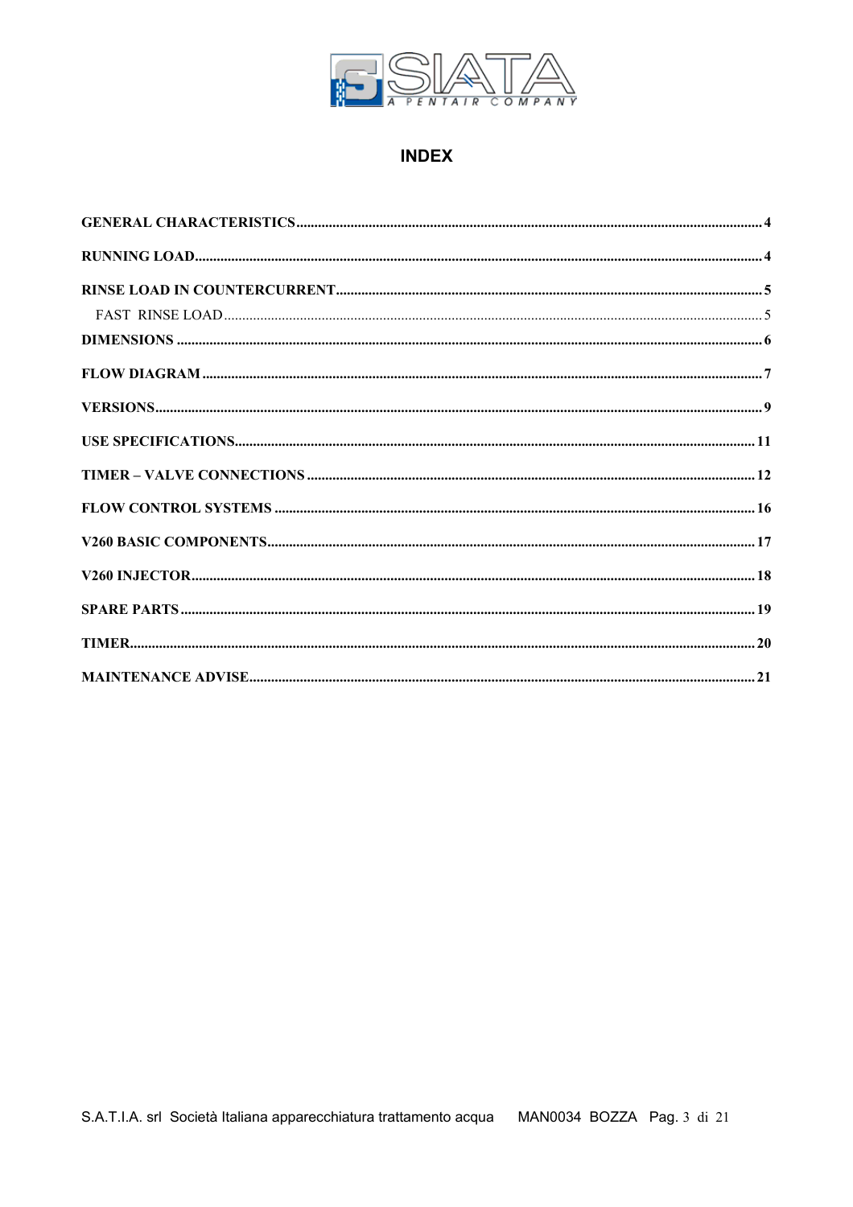# INDEX

| | |
|---|---|
| **GENERAL CHARACTERISTICS** | **4** |
| **RUNNING LOAD** | **4** |
| **RINSE LOAD IN COUNTERCURRENT** | **5** |
| FAST RINSE LOAD | 5 |
| **DIMENSIONS** | **6** |
| **FLOW DIAGRAM** | **7** |
| **VERSIONS** | **9** |
| **USE SPECIFICATIONS** | **11** |
| **TIMER – VALVE CONNECTIONS** | **12** |
| **FLOW CONTROL SYSTEMS** | **16** |
| **V260 BASIC COMPONENTS** | **17** |
| **V260 INJECTOR** | **18** |
| **SPARE PARTS** | **19** |
| **TIMER** | **20** |
| **MAINTENANCE ADVISE** | **21** |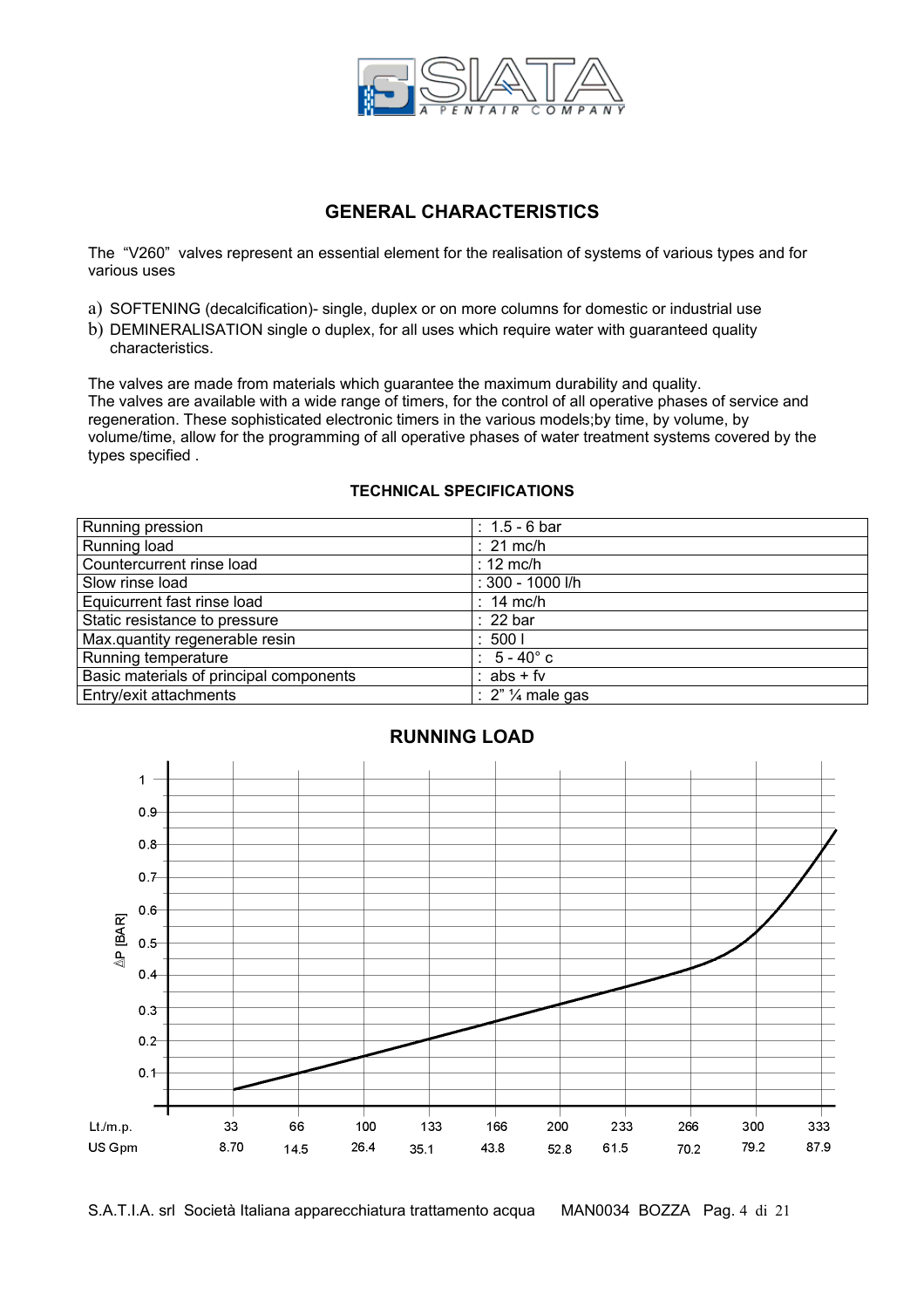## GENERAL CHARACTERISTICS

The "V260" valves represent an essential element for the realisation of systems of various types and for various uses

a) SOFTENING (decalcification)- single, duplex or on more columns for domestic or industrial use
b) DEMINERALISATION single o duplex, for all uses which require water with guaranteed quality characteristics.

The valves are made from materials which guarantee the maximum durability and quality.
The valves are available with a wide range of timers, for the control of all operative phases of service and regeneration. These sophisticated electronic timers in the various models;by time, by volume, by volume/time, allow for the programming of all operative phases of water treatment systems covered by the types specified .

### TECHNICAL SPECIFICATIONS

| | |
|---|---|
| Running pression | : 1.5 - 6 bar |
| Running load | : 21 mc/h |
| Countercurrent rinse load | : 12 mc/h |
| Slow rinse load | : 300 - 1000 l/h |
| Equicurrent fast rinse load | : 14 mc/h |
| Static resistance to pressure | : 22 bar |
| Max.quantity regenerable resin | : 500 l |
| Running temperature | : 5 - 40° c |
| Basic materials of principal components | : abs + fv |
| Entry/exit attachments | : 2" ¼ male gas |

### RUNNING LOAD

ΔP [BAR]: 0.1, 0.2, 0.3, 0.4, 0.5, 0.6, 0.7, 0.8, 0.9, 1

| Lt./m.p. | 33 | 66 | 100 | 133 | 166 | 200 | 233 | 266 | 300 | 333 |
|---|---|---|---|---|---|---|---|---|---|---|
| US Gpm | 8.70 | 14.5 | 26.4 | 35.1 | 43.8 | 52.8 | 61.5 | 70.2 | 79.2 | 87.9 |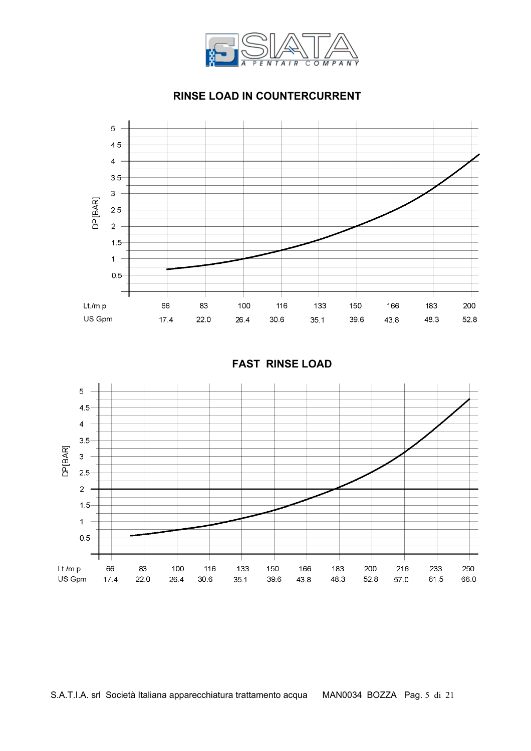## RINSE LOAD IN COUNTERCURRENT

DP [BAR]

| Lt./m.p. | 66 | 83 | 100 | 116 | 133 | 150 | 166 | 183 | 200 |
|---|---|---|---|---|---|---|---|---|---|
| US Gpm | 17.4 | 22.0 | 26.4 | 30.6 | 35.1 | 39.6 | 43.8 | 48.3 | 52.8 |

## FAST RINSE LOAD

DP [BAR]

| Lt./m.p. | 66 | 83 | 100 | 116 | 133 | 150 | 166 | 183 | 200 | 216 | 233 | 250 |
|---|---|---|---|---|---|---|---|---|---|---|---|---|
| US Gpm | 17.4 | 22.0 | 26.4 | 30.6 | 35.1 | 39.6 | 43.8 | 48.3 | 52.8 | 57.0 | 61.5 | 66.0 |

S.A.T.I.A. srl Società Italiana apparecchiatura trattamento acqua MAN0034 BOZZA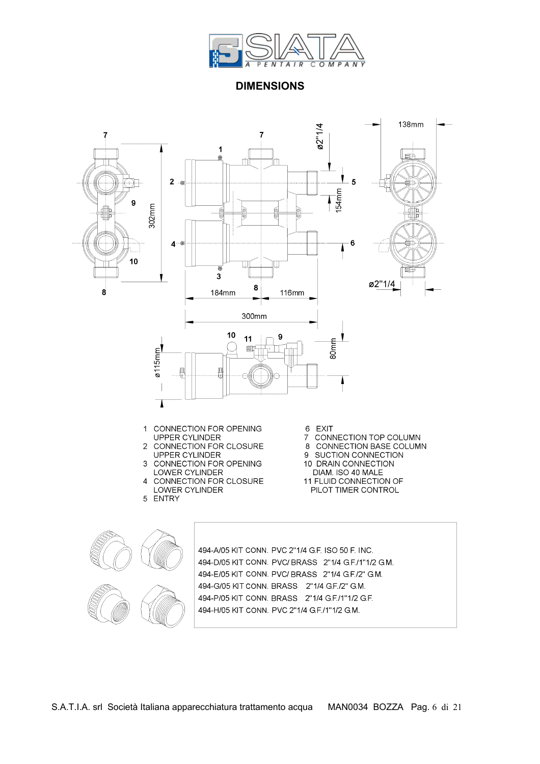# DIMENSIONS

1 CONNECTION FOR OPENING UPPER CYLINDER
2 CONNECTION FOR CLOSURE UPPER CYLINDER
3 CONNECTION FOR OPENING LOWER CYLINDER
4 CONNECTION FOR CLOSURE LOWER CYLINDER
5 ENTRY
6 EXIT
7 CONNECTION TOP COLUMN
8 CONNECTION BASE COLUMN
9 SUCTION CONNECTION
10 DRAIN CONNECTION DIAM. ISO 40 MALE
11 FLUID CONNECTION OF PILOT TIMER CONTROL

494-A/05 KIT CONN. PVC 2"1/4 G.F. ISO 50 F. INC.
494-D/05 KIT CONN. PVC/ BRASS 2"1/4 G.F./1"1/2 G.M.
494-E/05 KIT CONN. PVC/ BRASS 2"1/4 G.F./2" G.M.
494-G/05 KIT CONN. BRASS 2"1/4 G.F./2" G.M.
494-P/05 KIT CONN. BRASS 2"1/4 G.F./1"1/2 G.F.
494-H/05 KIT CONN. PVC 2"1/4 G.F./1"1/2 G.M.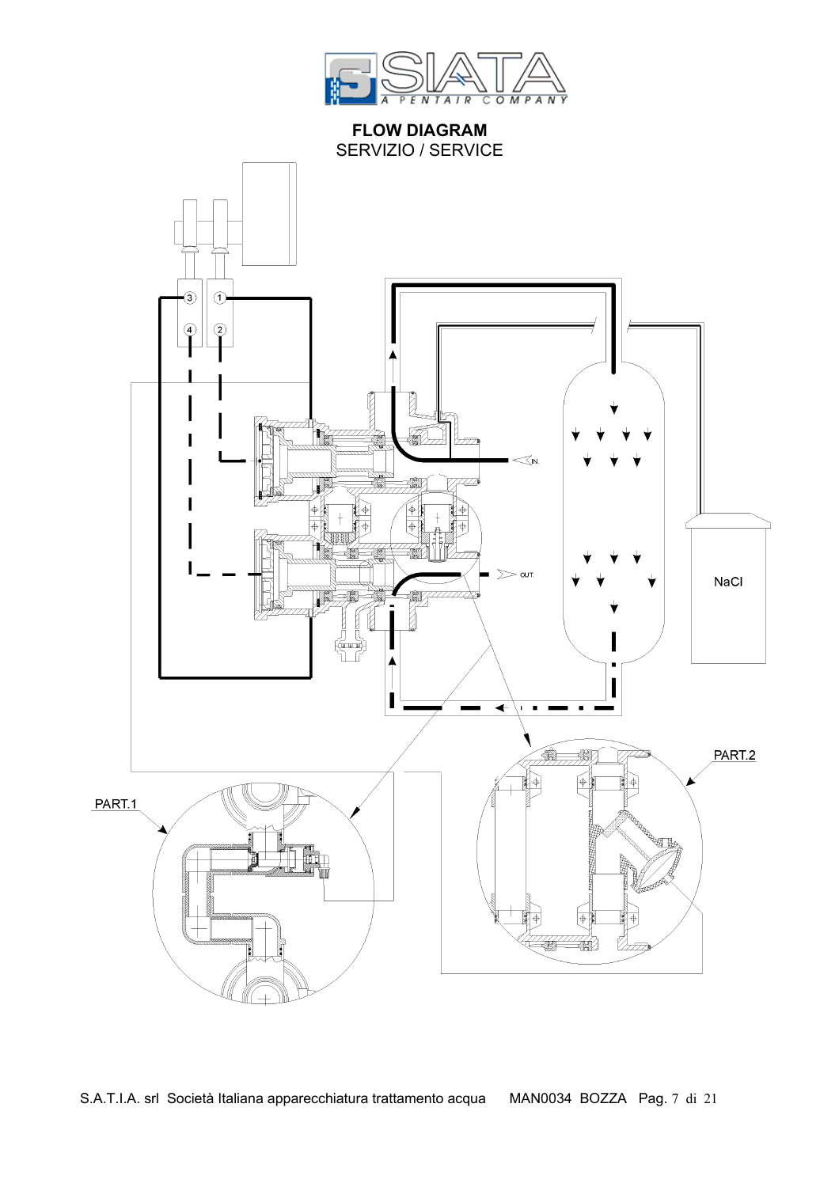**FLOW DIAGRAM**
SERVIZIO / SERVICE

3 1

4 2

IN.

OUT.

NaCl

PART.2

PART.1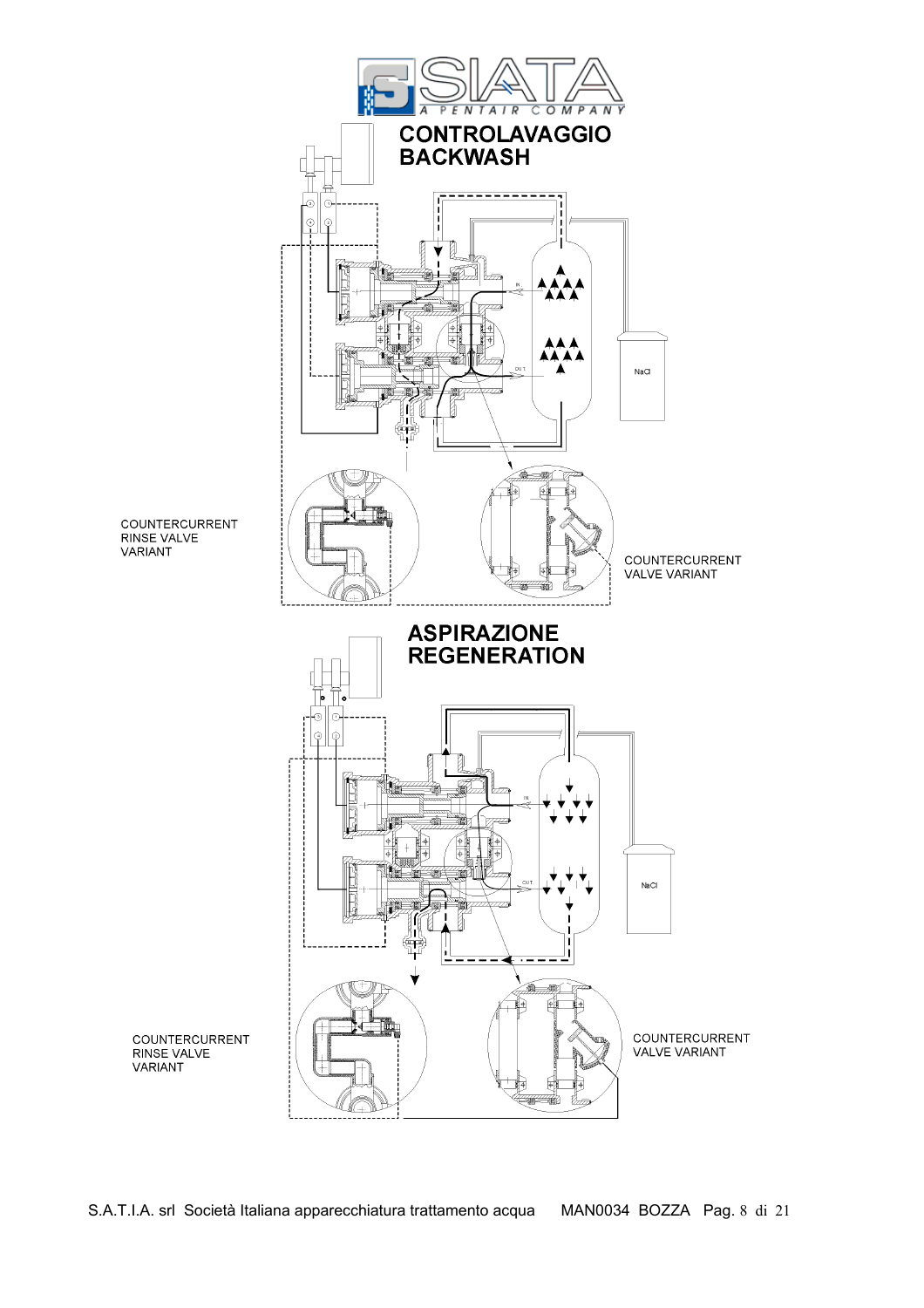## CONTROLAVAGGIO
## BACKWASH

COUNTERCURRENT RINSE VALVE VARIANT

COUNTERCURRENT VALVE VARIANT

## ASPIRAZIONE
## REGENERATION

COUNTERCURRENT RINSE VALVE VARIANT

COUNTERCURRENT VALVE VARIANT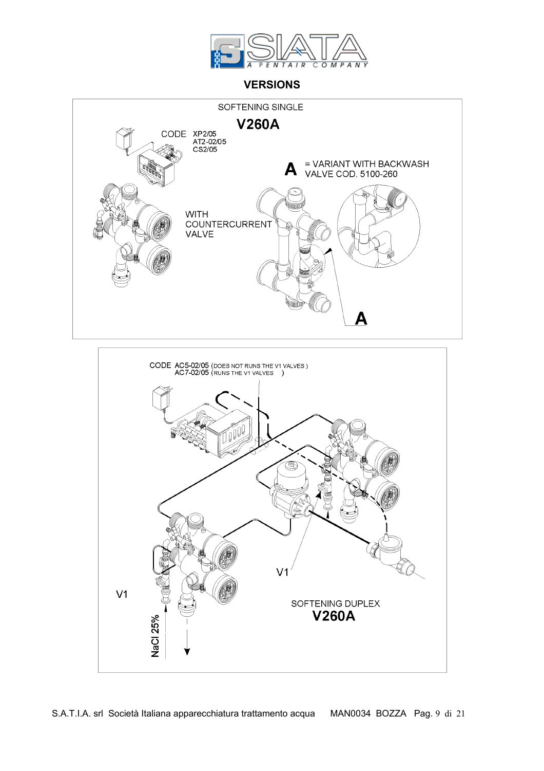## VERSIONS

SOFTENING SINGLE

**V260A**

CODE XP2/05
AT2-02/05
CS2/05

**A** = VARIANT WITH BACKWASH VALVE COD. 5100-260

WITH COUNTERCURRENT VALVE

**A**

CODE AC5-02/05 (DOES NOT RUNS THE V1 VALVES )
AC7-02/05 (RUNS THE V1 VALVES )

V1

V1

NaCl 25%

SOFTENING DUPLEX

**V260A**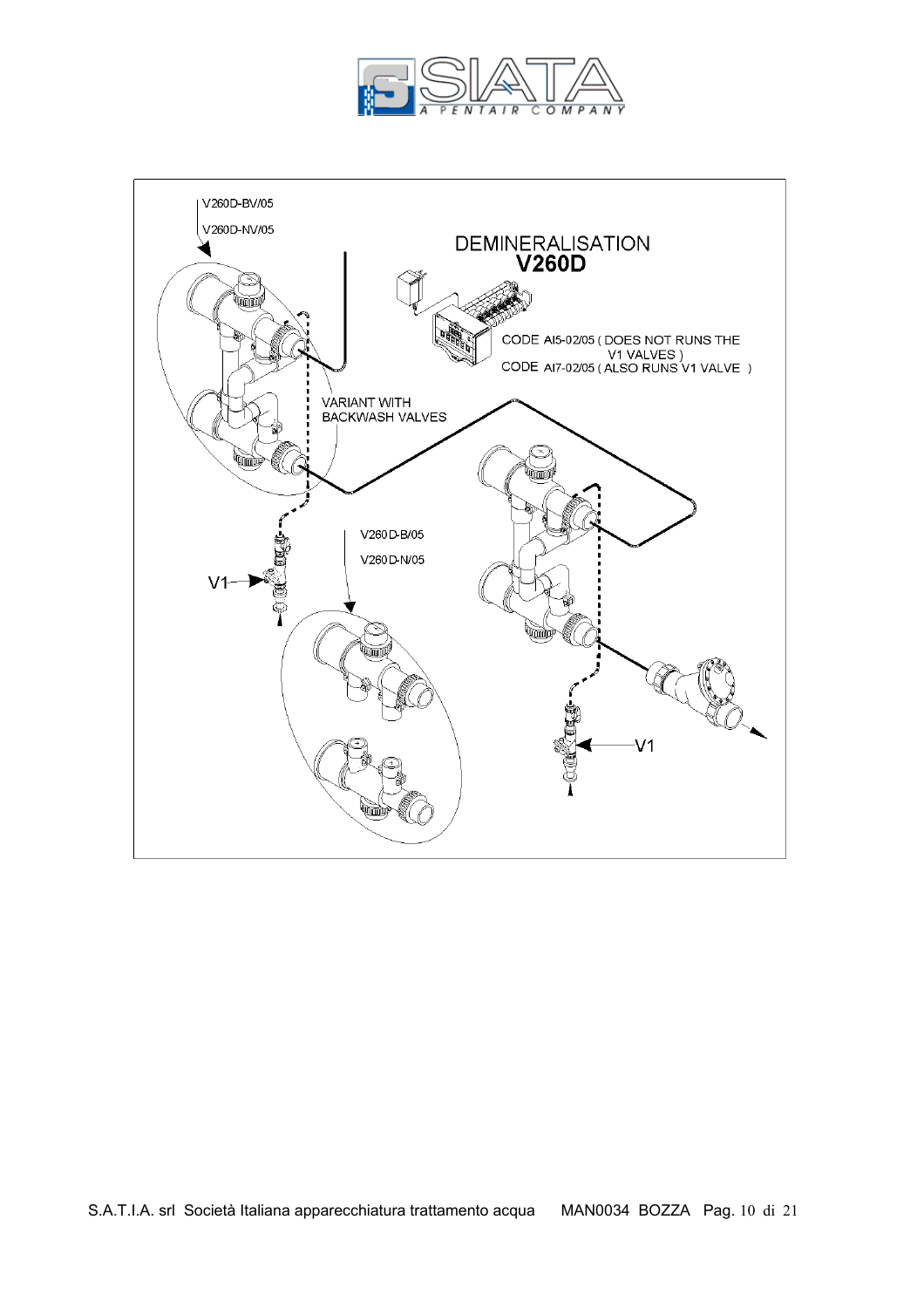DEMINERALISATION
**V260D**

V260D-BV/05

V260D-NV/05

CODE AI5-02/05 ( DOES NOT RUNS THE V1 VALVES )
CODE AI7-02/05 ( ALSO RUNS V1 VALVE )

VARIANT WITH BACKWASH VALVES

V260D-B/05

V260D-N/05

V1

V1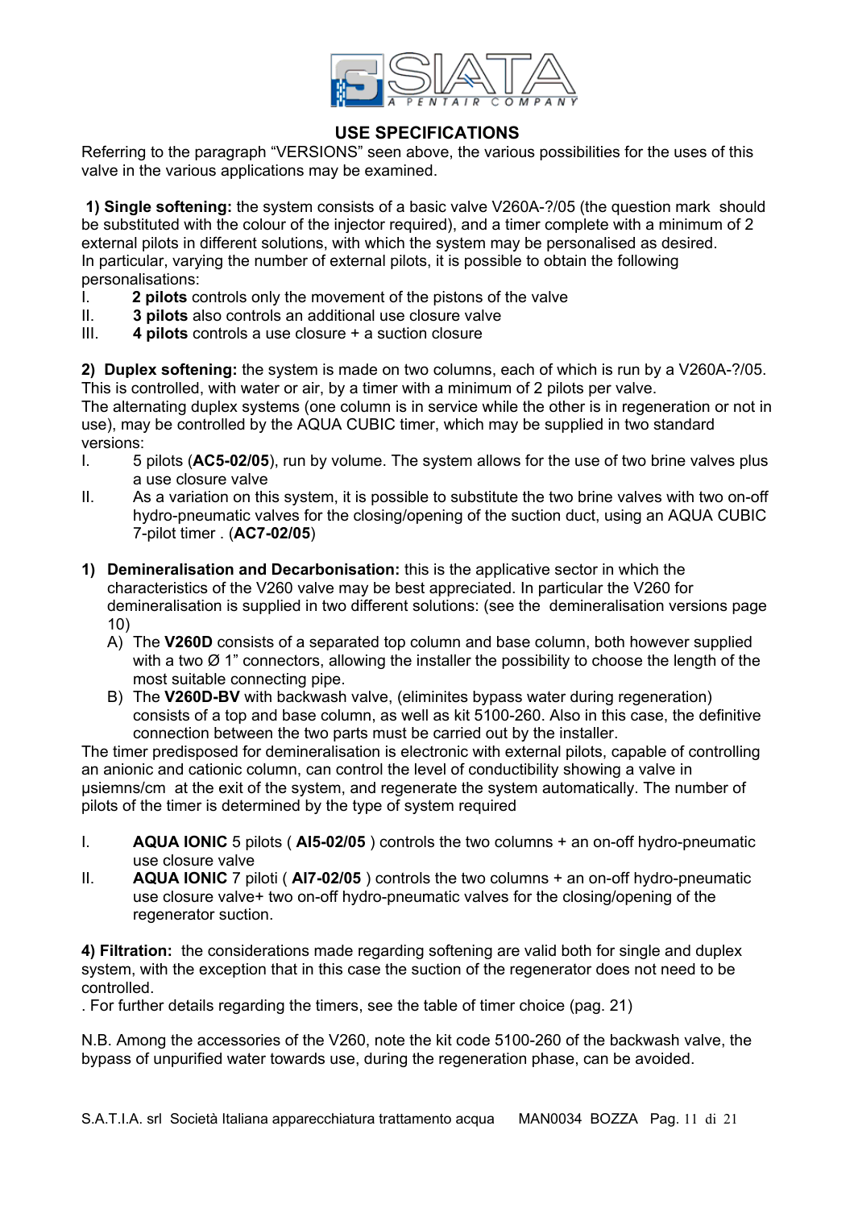## USE SPECIFICATIONS

Referring to the paragraph "VERSIONS" seen above, the various possibilities for the uses of this valve in the various applications may be examined.

**1) Single softening:** the system consists of a basic valve V260A-?/05 (the question mark should be substituted with the colour of the injector required), and a timer complete with a minimum of 2 external pilots in different solutions, with which the system may be personalised as desired.
In particular, varying the number of external pilots, it is possible to obtain the following personalisations:

I. **2 pilots** controls only the movement of the pistons of the valve
II. **3 pilots** also controls an additional use closure valve
III. **4 pilots** controls a use closure + a suction closure

**2) Duplex softening:** the system is made on two columns, each of which is run by a V260A-?/05. This is controlled, with water or air, by a timer with a minimum of 2 pilots per valve.
The alternating duplex systems (one column is in service while the other is in regeneration or not in use), may be controlled by the AQUA CUBIC timer, which may be supplied in two standard versions:

I. 5 pilots (**AC5-02/05**), run by volume. The system allows for the use of two brine valves plus a use closure valve
II. As a variation on this system, it is possible to substitute the two brine valves with two on-off hydro-pneumatic valves for the closing/opening of the suction duct, using an AQUA CUBIC 7-pilot timer . (**AC7-02/05**)

**1) Demineralisation and Decarbonisation:** this is the applicative sector in which the characteristics of the V260 valve may be best appreciated. In particular the V260 for demineralisation is supplied in two different solutions: (see the demineralisation versions page 10)

A) The **V260D** consists of a separated top column and base column, both however supplied with a two Ø 1" connectors, allowing the installer the possibility to choose the length of the most suitable connecting pipe.
B) The **V260D-BV** with backwash valve, (eliminites bypass water during regeneration) consists of a top and base column, as well as kit 5100-260. Also in this case, the definitive connection between the two parts must be carried out by the installer.

The timer predisposed for demineralisation is electronic with external pilots, capable of controlling an anionic and cationic column, can control the level of conductibility showing a valve in µsiemns/cm at the exit of the system, and regenerate the system automatically. The number of pilots of the timer is determined by the type of system required

I. **AQUA IONIC** 5 pilots ( **AI5-02/05** ) controls the two columns + an on-off hydro-pneumatic use closure valve
II. **AQUA IONIC** 7 piloti ( **AI7-02/05** ) controls the two columns + an on-off hydro-pneumatic use closure valve+ two on-off hydro-pneumatic valves for the closing/opening of the regenerator suction.

**4) Filtration:** the considerations made regarding softening are valid both for single and duplex system, with the exception that in this case the suction of the regenerator does not need to be controlled.
. For further details regarding the timers, see the table of timer choice (pag. 21)

N.B. Among the accessories of the V260, note the kit code 5100-260 of the backwash valve, the bypass of unpurified water towards use, during the regeneration phase, can be avoided.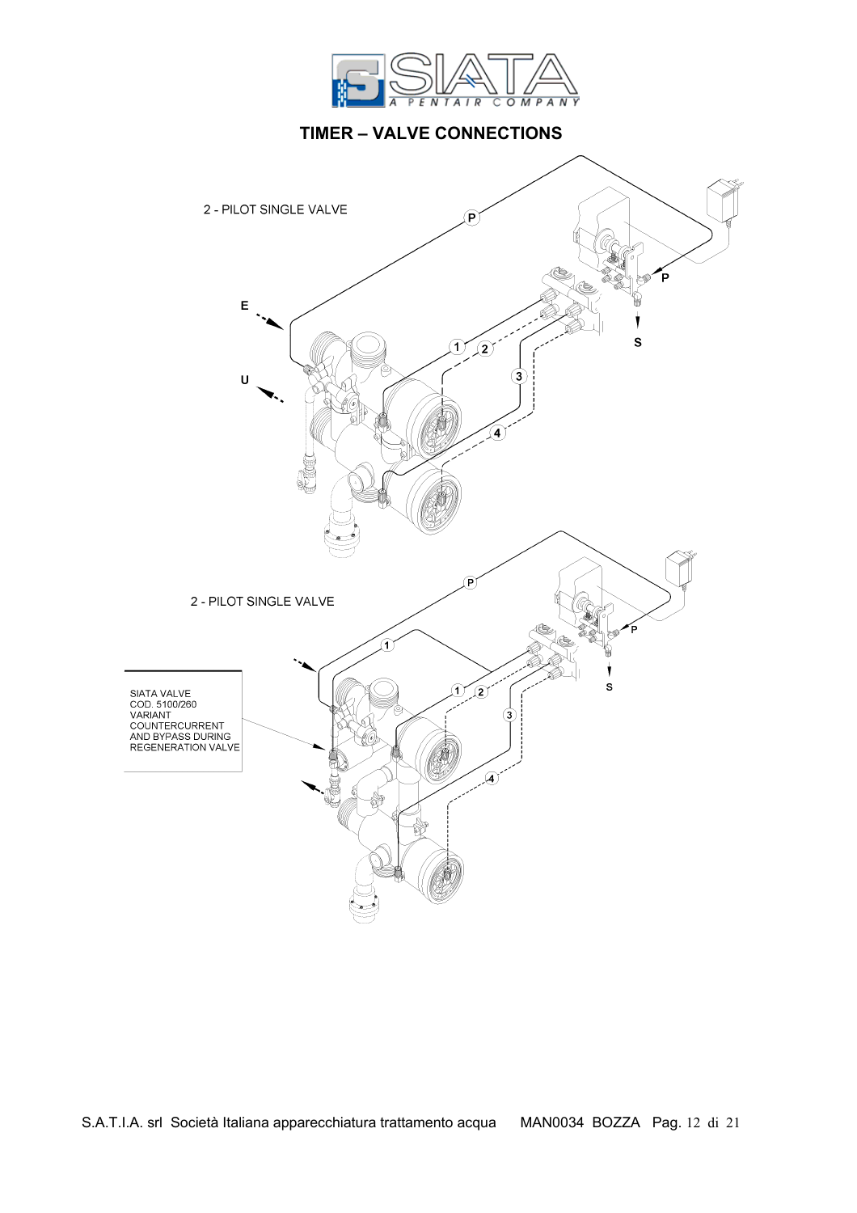# TIMER – VALVE CONNECTIONS

2 - PILOT SINGLE VALVE

P

E

U

P

S

1 2 3 4

2 - PILOT SINGLE VALVE

P

P

S

1 1 2 3 4

SIATA VALVE
COD. 5100/260
VARIANT
COUNTERCURRENT
AND BYPASS DURING
REGENERATION VALVE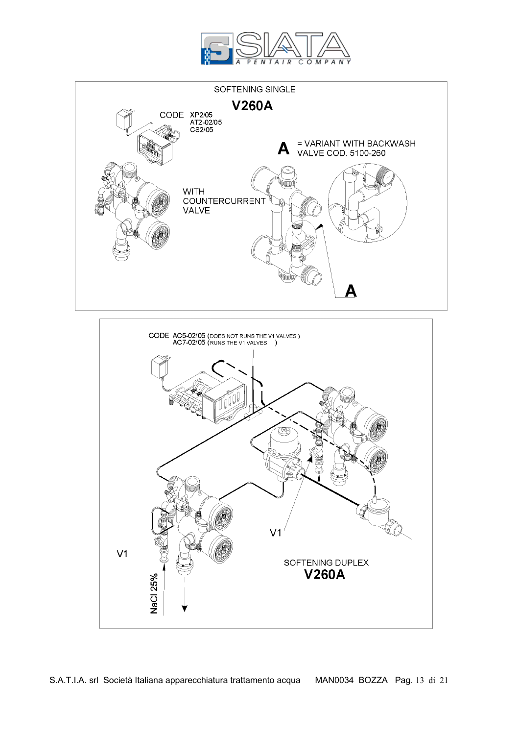SOFTENING SINGLE

## V260A

CODE XP2/05
AT2-02/05
CS2/05

**A** = VARIANT WITH BACKWASH VALVE COD. 5100-260

WITH COUNTERCURRENT VALVE

**A**

CODE AC5-02/05 (DOES NOT RUNS THE V1 VALVES )
AC7-02/05 (RUNS THE V1 VALVES )

V1

V1

NaCl 25%

SOFTENING DUPLEX

## V260A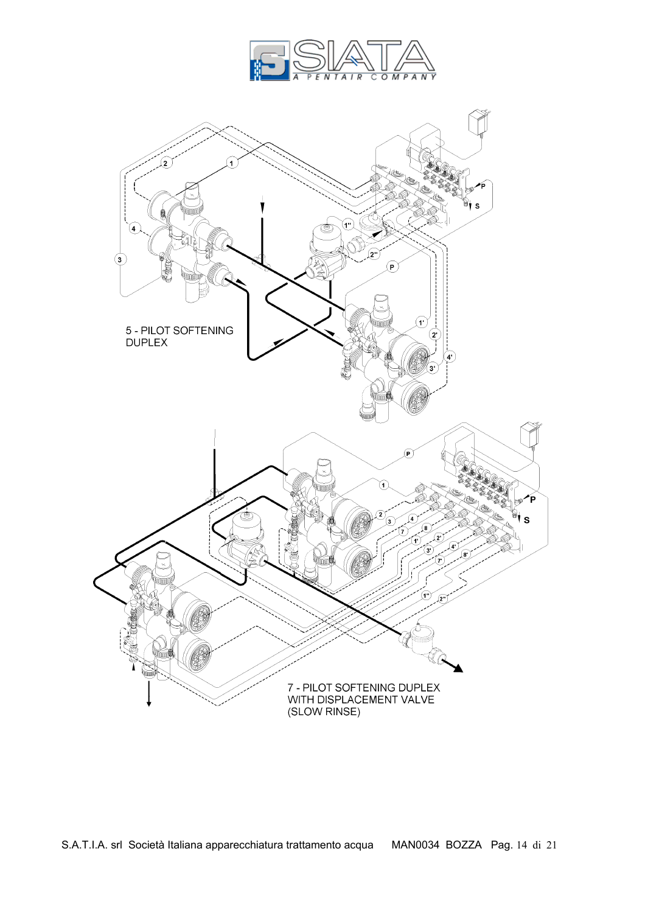5 - PILOT SOFTENING DUPLEX

7 - PILOT SOFTENING DUPLEX WITH DISPLACEMENT VALVE (SLOW RINSE)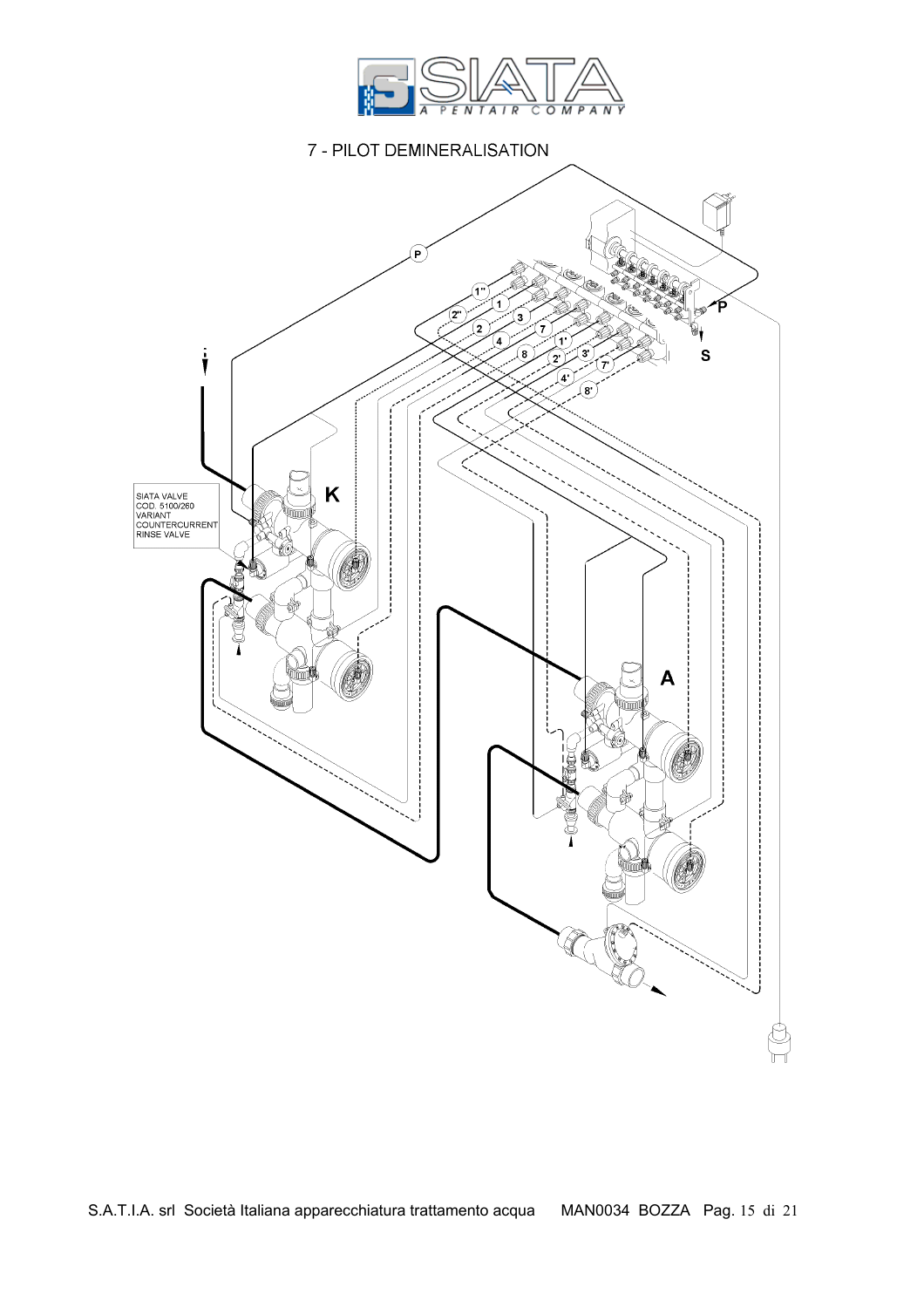# 7 - PILOT DEMINERALISATION

SIATA VALVE
COD. 5100/260
VARIANT
COUNTERCURRENT
RINSE VALVE

K

A

P

S

1'' 2'' 1 2 3 4 7 8 1' 2' 3' 4' 7' 8'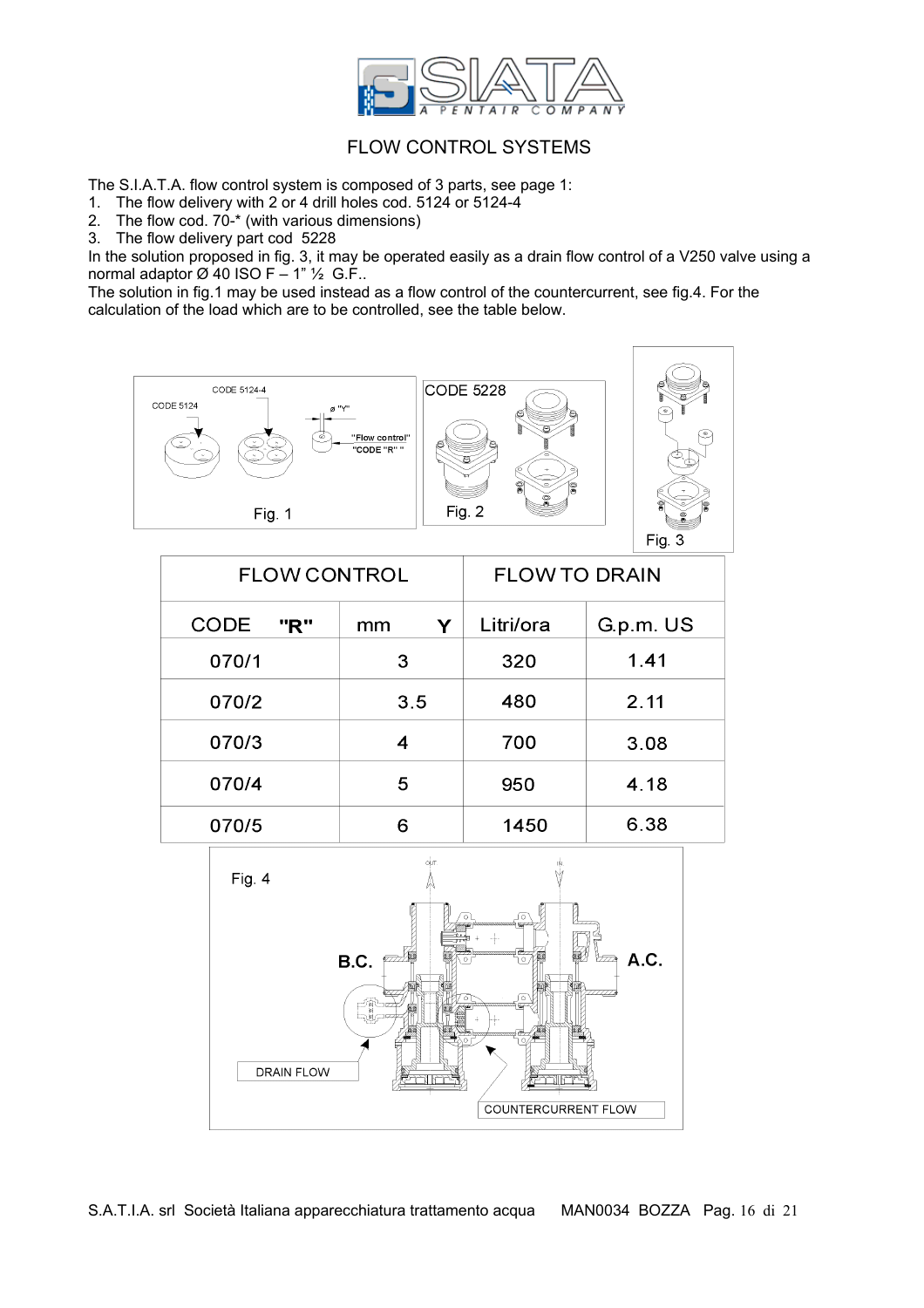# FLOW CONTROL SYSTEMS

The S.I.A.T.A. flow control system is composed of 3 parts, see page 1:

1. The flow delivery with 2 or 4 drill holes cod. 5124 or 5124-4
2. The flow cod. 70-* (with various dimensions)
3. The flow delivery part cod 5228

In the solution proposed in fig. 3, it may be operated easily as a drain flow control of a V250 valve using a normal adaptor Ø 40 ISO F – 1" ½ G.F..

The solution in fig.1 may be used instead as a flow control of the countercurrent, see fig.4. For the calculation of the load which are to be controlled, see the table below.

CODE 5124-4 CODE 5124 ø "Y" "Flow control" "CODE "R" "

Fig. 1

CODE 5228

Fig. 2

Fig. 3

| FLOW CONTROL | | FLOW TO DRAIN | |
|---|---|---|---|
| CODE "R" | mm Y | Litri/ora | G.p.m. US |
| 070/1 | 3 | 320 | 1.41 |
| 070/2 | 3.5 | 480 | 2.11 |
| 070/3 | 4 | 700 | 3.08 |
| 070/4 | 5 | 950 | 4.18 |
| 070/5 | 6 | 1450 | 6.38 |

Fig. 4

OUT IN B.C. A.C. DRAIN FLOW COUNTERCURRENT FLOW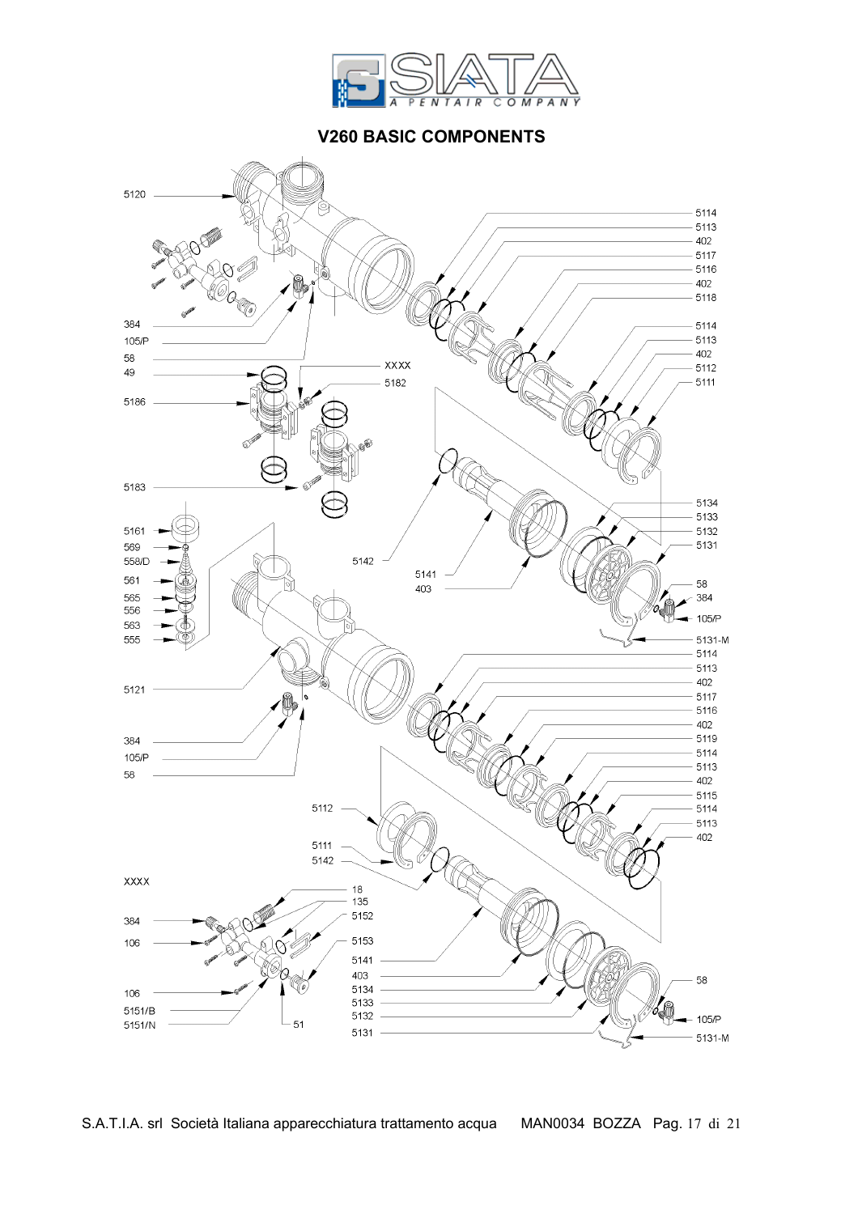## V260 BASIC COMPONENTS

5120

384

105/P

58

49

5186

5183

5161

569

558/D

561

565

556

563

555

5121

384

105/P

58

XXXX

384

106

106

5151/B

5151/N

5114

5113

402

5117

5116

402

5118

5114

5113

402

5112

5111

XXXX

5182

5142

5141

403

5134

5133

5132

5131

58

384

105/P

5131-M

5114

5113

402

5117

5116

402

5119

5114

5113

402

5115

5114

5113

402

5112

5111

5142

18

135

5152

5153

5141

403

5134

5133

5132

5131

51

58

105/P

5131-M

S.A.T.I.A. srl Società Italiana apparecchiatura trattamento acqua MAN0034 BOZZA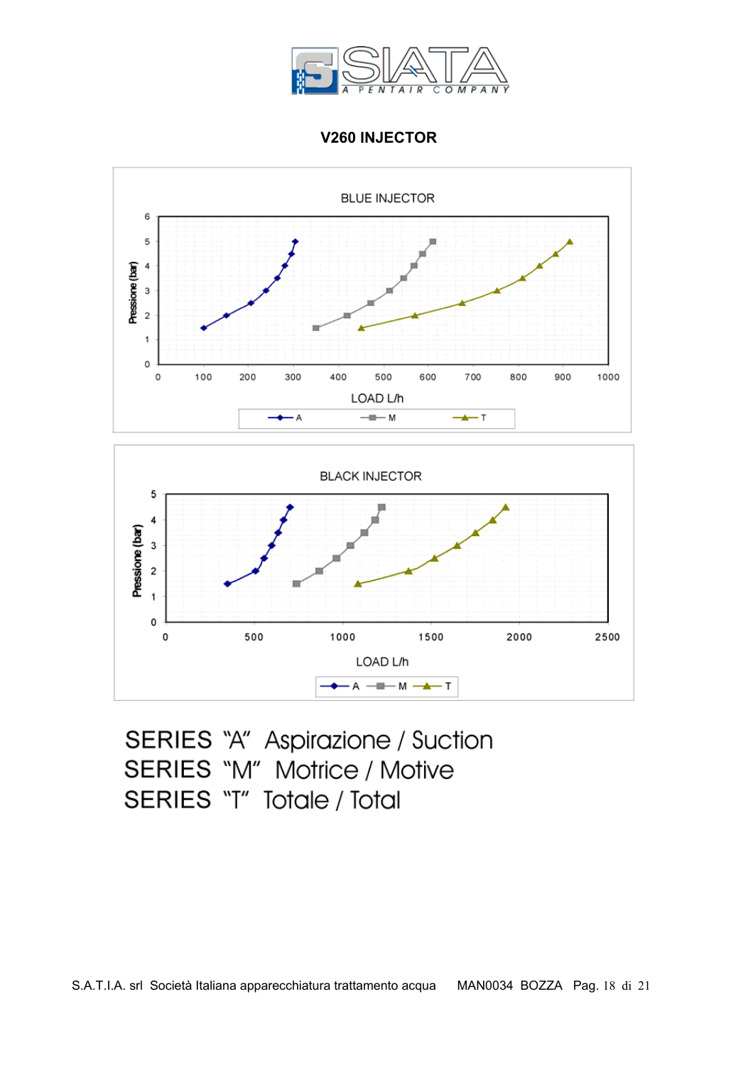# V260 INJECTOR

BLUE INJECTOR

Pressione (bar)

LOAD L/h

A — M — T

BLACK INJECTOR

Pressione (bar)

LOAD L/h

A — M — T

SERIES "A" Aspirazione / Suction

SERIES "M" Motrice / Motive

SERIES "T" Totale / Total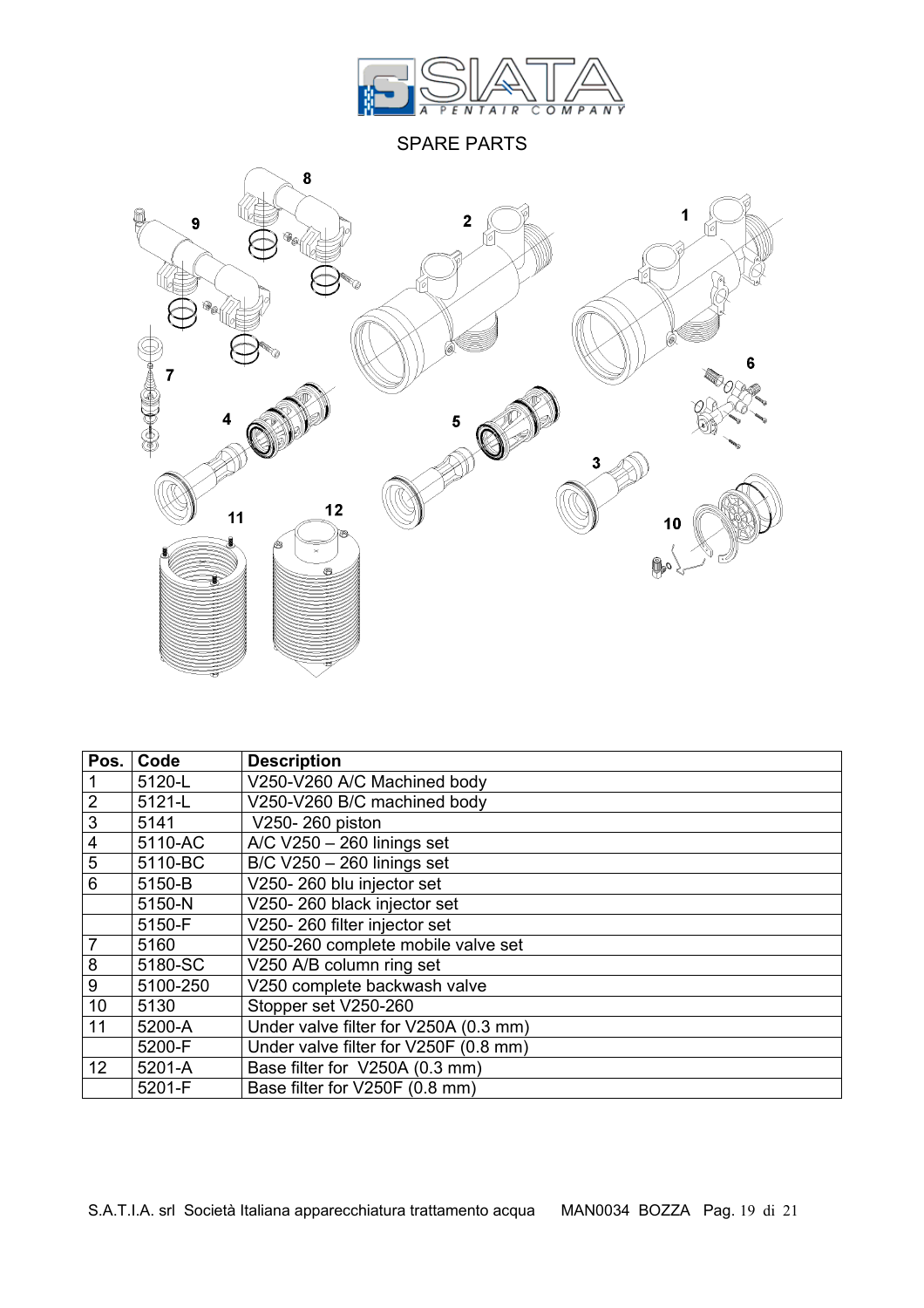# SPARE PARTS

| Pos. | Code | Description |
|---|---|---|
| 1 | 5120-L | V250-V260 A/C Machined body |
| 2 | 5121-L | V250-V260 B/C machined body |
| 3 | 5141 | V250- 260 piston |
| 4 | 5110-AC | A/C V250 – 260 linings set |
| 5 | 5110-BC | B/C V250 – 260 linings set |
| 6 | 5150-B | V250- 260 blu injector set |
| | 5150-N | V250- 260 black injector set |
| | 5150-F | V250- 260 filter injector set |
| 7 | 5160 | V250-260 complete mobile valve set |
| 8 | 5180-SC | V250 A/B column ring set |
| 9 | 5100-250 | V250 complete backwash valve |
| 10 | 5130 | Stopper set V250-260 |
| 11 | 5200-A | Under valve filter for V250A (0.3 mm) |
| | 5200-F | Under valve filter for V250F (0.8 mm) |
| 12 | 5201-A | Base filter for V250A (0.3 mm) |
| | 5201-F | Base filter for V250F (0.8 mm) |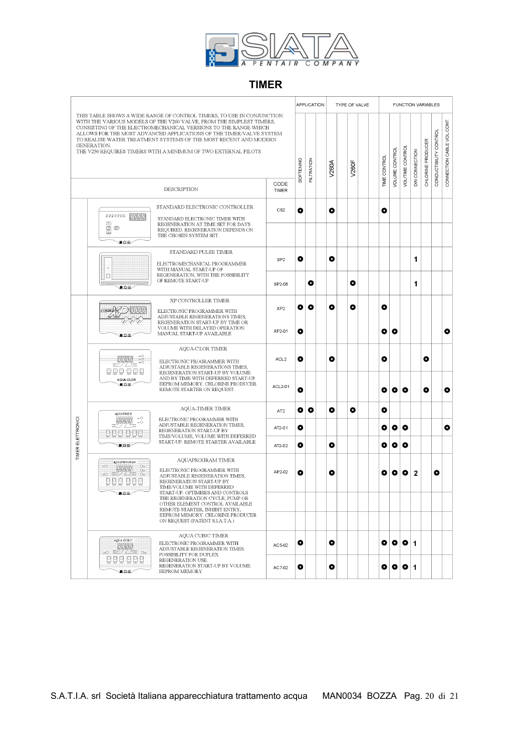# TIMER

THIS TABLE SHOWS A WIDE RANGE OF CONTROL TIMERS, TO USE IN CONJUNCTION WITH THE VARIOUS MODELS OF THE V260 VALVE, FROM THE SIMPLEST TIMERS, CONSISTING OF THE ELECTROMECHANICAL VERSIONS TO THE RANGE WHICH ALLOWS FOR THE MOST ADVANCED APPLICATIONS OF THE TIMER/VALVE SYSTEM TO REALISE WATER TREATMENT SYSTEMS OF THE MOST RECENT AND MODERN GENERATION.
THE V250 REQUIRES TIMERS WITH A MINIMUM OF TWO EXTERNAL PILOTS

| | DESCRIPTION | CODE TIMER | APPLICATION: SOFTENING | APPLICATION: FILTRATION | TYPE OF VALVE: V260A | TYPE OF VALVE: V260F | FUNCTION VARIABLES: TIME CONTROL | VOLUME CONTROL | VOL/TIME CONTROL | DIN CONNECTION | CHLORINE PRODUCER | CONDUCTIBILITY CONTROL | CONNECTION CABLE VOL.CONT. |
|---|---|---|---|---|---|---|---|---|---|---|---|---|---|
| | STANDARD ELECTRONIC CONTROLLER<br>STANDARD ELECTRONIC TIMER WITH REGENERATION AT TIME SET FOR DAYS REQUIRED. REGENERATION DEPENDS ON THE CHOSEN SYSTEM SET. | CS2 | ● | | ● | | ● | | | | | | |
| | STANDARD PULSE TIMER<br>ELECTROMECHANICAL PROGRAMMER WITH MANUAL START-UP OF REGENERATION, WITH THE POSSIBILITY OF REMOTE START-UP | SP2 | ● | | ● | | | | | 1 | | | |
| | | SP2-08 | | ● | | ● | | | | 1 | | | |
| TIMER ELETTRONICI | XP CONTROLLER TIMER<br>ELECTRONIC PROGRAMMER WITH ADJUSTABLE REGENERATIONS TIMES, REGENERATION START-UP BY TIME OR VOLUME WITH DELAYED OPERATION. MANUAL START-UP AVAILABLE | XP2 | ● | ● | ● | ● | ● | | | | | | |
| | | XP2-01 | ● | | | | ● | ● | | | | | ● |
| | AQUA-CLOR TIMER<br>ELECTRONIC PROGRAMMER WITH ADJUSTABLE REGENERATIONS TIMES, REGENERATION START-UP BY VOLUME AND BY TIME WITH DEFERRED START-UP. EEPROM MEMORY. CHLORINE PRODUCER. REMOTE STARTER ON REQUEST. | ACL2 | ● | | ● | | ● | | | | ● | | |
| | | ACL2-01 | ● | | | | ● | ● | ● | | ● | | ● |
| | AQUA-TIMER TIMER<br>ELECTRONIC PROGRAMMER WITH ADJUSTABLE REGENERATION TIMES, REGENERATION START-UP BY TIME/VOLUME, VOLUME WITH DEFERRED START-UP. REMOTE STARTER AVAILABLE | AT2 | ● | ● | ● | ● | ● | | | | | | |
| | | AT2-01 | ● | | | | ● | ● | ● | | | | ● |
| | | AT2-02 | ● | | ● | | ● | ● | ● | | | | |
| | AQUAPROGRAM TIMER<br>ELECTRONIC PROGRAMMER WITH ADJUSTABLE REGENERATION TIMES, REGENERATION START-UP BY TIME/VOLUME WITH DEFERRED START-UP. OPTIMISES AND CONTROLS THE REGENERATION CYCLE, PUMP OR OTHER ELEMENT CONTROL AVAILABLE REMOTE STARTER, INHIBIT ENTRY, EEPROM MEMORY. CHLORINE PRODUCER ON REQUEST (PATENT S.I.A.T.A.) | AP2-02 | ● | | ● | | ● | ● | ● | 2 | | ● | |
| | AQUA CUBIC TIMER<br>ELECTRONIC PROGRAMMER WITH ADJUSTABLE REGENERATION TIMES. POSSIBILITY FOR DUPLEX REGENERATION USE. REGENERATION START-UP BY VOLUME. EEPROM MEMORY | AC5-02 | ● | | ● | | ● | ● | ● | 1 | | | |
| | | AC7-02 | ● | | ● | | ● | ● | ● | 1 | | | |

S.A.T.I.A. srl Società Italiana apparecchiatura trattamento acqua MAN0034 BOZZA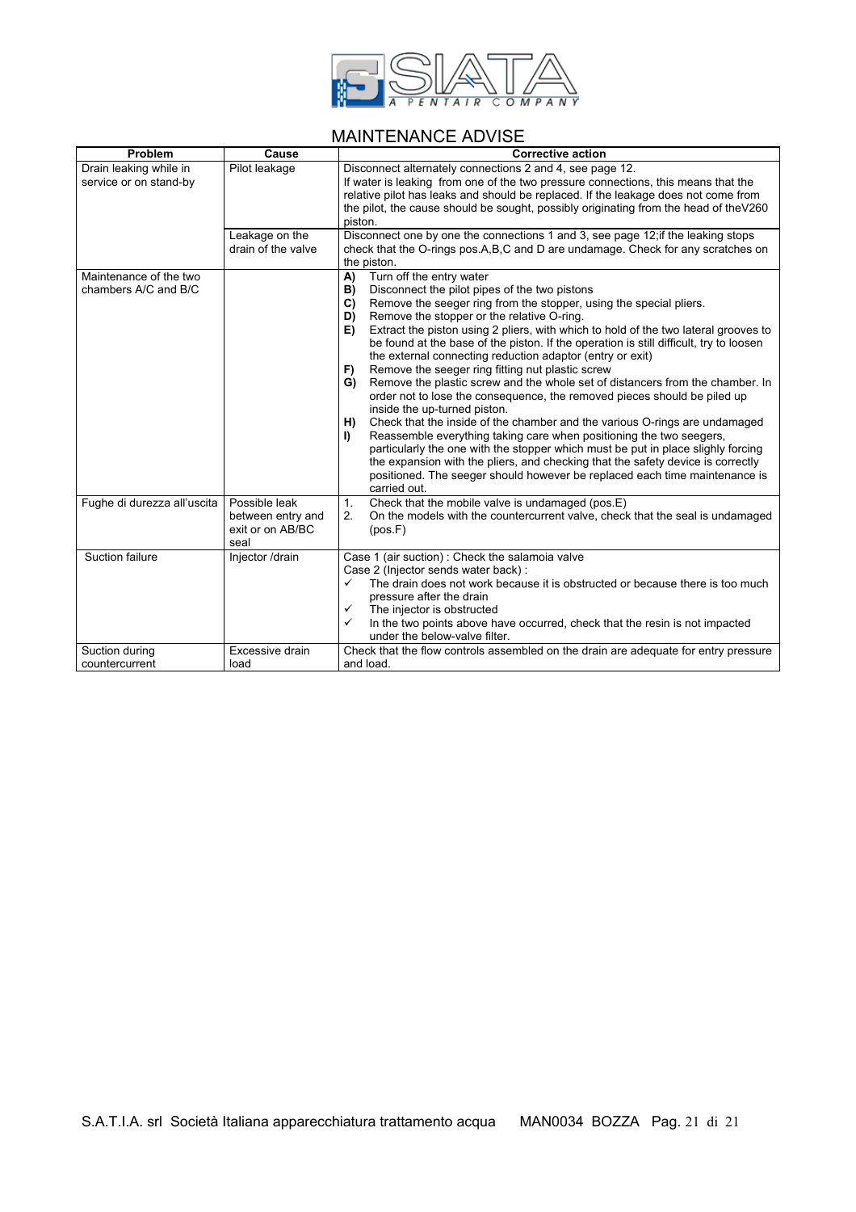# MAINTENANCE ADVISE

| Problem | Cause | Corrective action |
|---|---|---|
| Drain leaking while in service or on stand-by | Pilot leakage | Disconnect alternately connections 2 and 4, see page 12. If water is leaking from one of the two pressure connections, this means that the relative pilot has leaks and should be replaced. If the leakage does not come from the pilot, the cause should be sought, possibly originating from the head of theV260 piston. |
| | Leakage on the drain of the valve | Disconnect one by one the connections 1 and 3, see page 12;if the leaking stops check that the O-rings pos.A,B,C and D are undamage. Check for any scratches on the piston. |
| Maintenance of the two chambers A/C and B/C | | **A)** Turn off the entry water<br>**B)** Disconnect the pilot pipes of the two pistons<br>**C)** Remove the seeger ring from the stopper, using the special pliers.<br>**D)** Remove the stopper or the relative O-ring.<br>**E)** Extract the piston using 2 pliers, with which to hold of the two lateral grooves to be found at the base of the piston. If the operation is still difficult, try to loosen the external connecting reduction adaptor (entry or exit)<br>**F)** Remove the seeger ring fitting nut plastic screw<br>**G)** Remove the plastic screw and the whole set of distancers from the chamber. In order not to lose the consequence, the removed pieces should be piled up inside the up-turned piston.<br>**H)** Check that the inside of the chamber and the various O-rings are undamaged<br>**I)** Reassemble everything taking care when positioning the two seegers, particularly the one with the stopper which must be put in place slighly forcing the expansion with the pliers, and checking that the safety device is correctly positioned. The seeger should however be replaced each time maintenance is carried out. |
| Fughe di durezza all'uscita | Possible leak between entry and exit or on AB/BC seal | 1. Check that the mobile valve is undamaged (pos.E)<br>2. On the models with the countercurrent valve, check that the seal is undamaged (pos.F) |
| Suction failure | Injector /drain | Case 1 (air suction) : Check the salamoia valve<br>Case 2 (Injector sends water back) :<br>✓ The drain does not work because it is obstructed or because there is too much pressure after the drain<br>✓ The injector is obstructed<br>✓ In the two points above have occurred, check that the resin is not impacted under the below-valve filter. |
| Suction during countercurrent | Excessive drain load | Check that the flow controls assembled on the drain are adequate for entry pressure and load. |